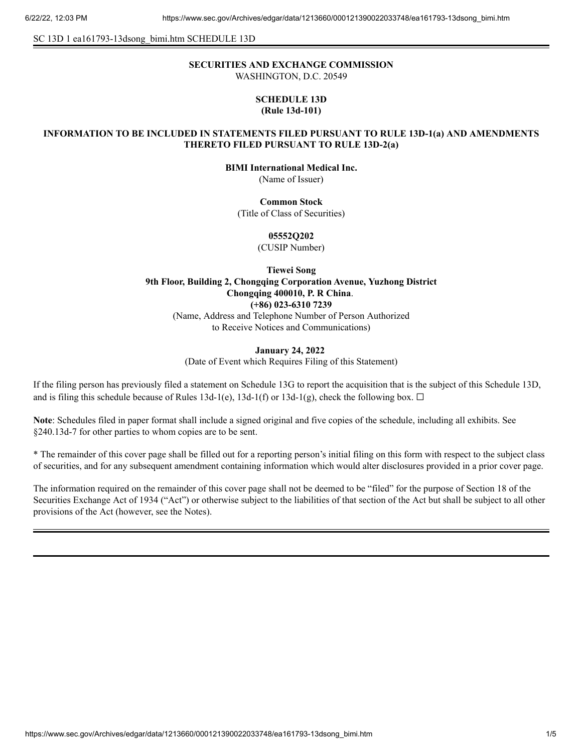SC 13D 1 ea161793-13dsong_bimi.htm SCHEDULE 13D

**SECURITIES AND EXCHANGE COMMISSION**
WASHINGTON, D.C. 20549

**SCHEDULE 13D**
**(Rule 13d-101)**

**INFORMATION TO BE INCLUDED IN STATEMENTS FILED PURSUANT TO RULE 13D-1(a) AND AMENDMENTS THERETO FILED PURSUANT TO RULE 13D-2(a)**

**BIMI International Medical Inc.**
(Name of Issuer)

**Common Stock**
(Title of Class of Securities)

**05552Q202**
(CUSIP Number)

**Tiewei Song**
**9th Floor, Building 2, Chongqing Corporation Avenue, Yuzhong District**
**Chongqing 400010, P. R China**.
**(+86) 023-6310 7239**
(Name, Address and Telephone Number of Person Authorized to Receive Notices and Communications)

**January 24, 2022**
(Date of Event which Requires Filing of this Statement)

If the filing person has previously filed a statement on Schedule 13G to report the acquisition that is the subject of this Schedule 13D, and is filing this schedule because of Rules 13d-1(e), 13d-1(f) or 13d-1(g), check the following box. ☐

**Note**: Schedules filed in paper format shall include a signed original and five copies of the schedule, including all exhibits. See §240.13d-7 for other parties to whom copies are to be sent.

* The remainder of this cover page shall be filled out for a reporting person's initial filing on this form with respect to the subject class of securities, and for any subsequent amendment containing information which would alter disclosures provided in a prior cover page.

The information required on the remainder of this cover page shall not be deemed to be "filed" for the purpose of Section 18 of the Securities Exchange Act of 1934 ("Act") or otherwise subject to the liabilities of that section of the Act but shall be subject to all other provisions of the Act (however, see the Notes).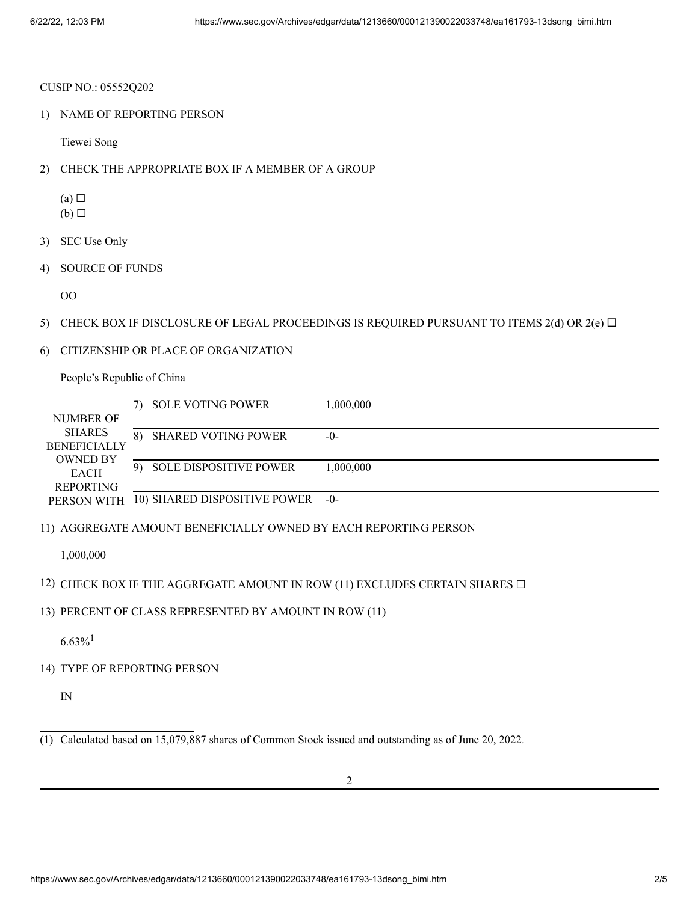CUSIP NO.: 05552Q202

1) NAME OF REPORTING PERSON

Tiewei Song

2) CHECK THE APPROPRIATE BOX IF A MEMBER OF A GROUP

(a) ☐
(b) ☐

3) SEC Use Only

4) SOURCE OF FUNDS

OO

5) CHECK BOX IF DISCLOSURE OF LEGAL PROCEEDINGS IS REQUIRED PURSUANT TO ITEMS 2(d) OR 2(e) ☐

6) CITIZENSHIP OR PLACE OF ORGANIZATION

People's Republic of China

| NUMBER OF SHARES BENEFICIALLY OWNED BY EACH REPORTING PERSON WITH | 7) SOLE VOTING POWER | 1,000,000 |
|---|---|---|
| | 8) SHARED VOTING POWER | -0- |
| | 9) SOLE DISPOSITIVE POWER | 1,000,000 |
| | 10) SHARED DISPOSITIVE POWER | -0- |

11) AGGREGATE AMOUNT BENEFICIALLY OWNED BY EACH REPORTING PERSON

1,000,000

12) CHECK BOX IF THE AGGREGATE AMOUNT IN ROW (11) EXCLUDES CERTAIN SHARES ☐

13) PERCENT OF CLASS REPRESENTED BY AMOUNT IN ROW (11)

6.63%[1]

14) TYPE OF REPORTING PERSON

IN

---

(1) Calculated based on 15,079,887 shares of Common Stock issued and outstanding as of June 20, 2022.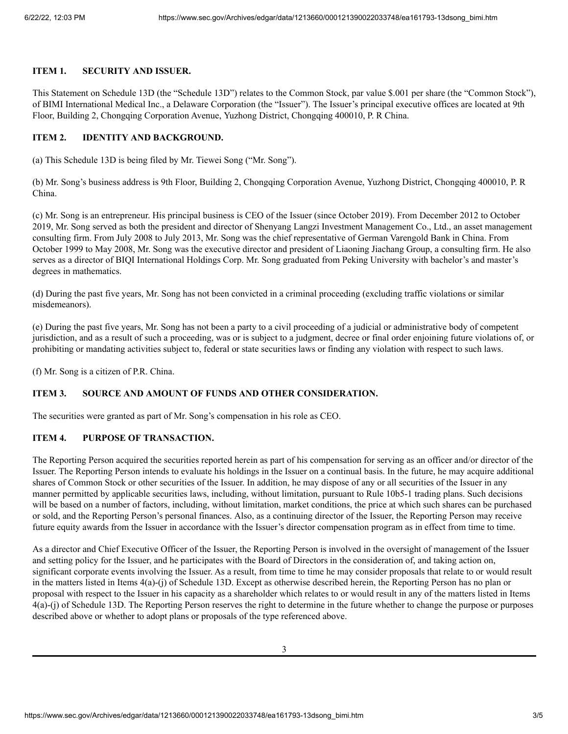## ITEM 1. SECURITY AND ISSUER.

This Statement on Schedule 13D (the "Schedule 13D") relates to the Common Stock, par value $.001 per share (the "Common Stock"), of BIMI International Medical Inc., a Delaware Corporation (the "Issuer"). The Issuer's principal executive offices are located at 9th Floor, Building 2, Chongqing Corporation Avenue, Yuzhong District, Chongqing 400010, P. R China.

## ITEM 2. IDENTITY AND BACKGROUND.

(a) This Schedule 13D is being filed by Mr. Tiewei Song ("Mr. Song").

(b) Mr. Song's business address is 9th Floor, Building 2, Chongqing Corporation Avenue, Yuzhong District, Chongqing 400010, P. R China.

(c) Mr. Song is an entrepreneur. His principal business is CEO of the Issuer (since October 2019). From December 2012 to October 2019, Mr. Song served as both the president and director of Shenyang Langzi Investment Management Co., Ltd., an asset management consulting firm. From July 2008 to July 2013, Mr. Song was the chief representative of German Varengold Bank in China. From October 1999 to May 2008, Mr. Song was the executive director and president of Liaoning Jiachang Group, a consulting firm. He also serves as a director of BIQI International Holdings Corp. Mr. Song graduated from Peking University with bachelor's and master's degrees in mathematics.

(d) During the past five years, Mr. Song has not been convicted in a criminal proceeding (excluding traffic violations or similar misdemeanors).

(e) During the past five years, Mr. Song has not been a party to a civil proceeding of a judicial or administrative body of competent jurisdiction, and as a result of such a proceeding, was or is subject to a judgment, decree or final order enjoining future violations of, or prohibiting or mandating activities subject to, federal or state securities laws or finding any violation with respect to such laws.

(f) Mr. Song is a citizen of P.R. China.

## ITEM 3. SOURCE AND AMOUNT OF FUNDS AND OTHER CONSIDERATION.

The securities were granted as part of Mr. Song's compensation in his role as CEO.

## ITEM 4. PURPOSE OF TRANSACTION.

The Reporting Person acquired the securities reported herein as part of his compensation for serving as an officer and/or director of the Issuer. The Reporting Person intends to evaluate his holdings in the Issuer on a continual basis. In the future, he may acquire additional shares of Common Stock or other securities of the Issuer. In addition, he may dispose of any or all securities of the Issuer in any manner permitted by applicable securities laws, including, without limitation, pursuant to Rule 10b5-1 trading plans. Such decisions will be based on a number of factors, including, without limitation, market conditions, the price at which such shares can be purchased or sold, and the Reporting Person's personal finances. Also, as a continuing director of the Issuer, the Reporting Person may receive future equity awards from the Issuer in accordance with the Issuer's director compensation program as in effect from time to time.

As a director and Chief Executive Officer of the Issuer, the Reporting Person is involved in the oversight of management of the Issuer and setting policy for the Issuer, and he participates with the Board of Directors in the consideration of, and taking action on, significant corporate events involving the Issuer. As a result, from time to time he may consider proposals that relate to or would result in the matters listed in Items 4(a)-(j) of Schedule 13D. Except as otherwise described herein, the Reporting Person has no plan or proposal with respect to the Issuer in his capacity as a shareholder which relates to or would result in any of the matters listed in Items 4(a)-(j) of Schedule 13D. The Reporting Person reserves the right to determine in the future whether to change the purpose or purposes described above or whether to adopt plans or proposals of the type referenced above.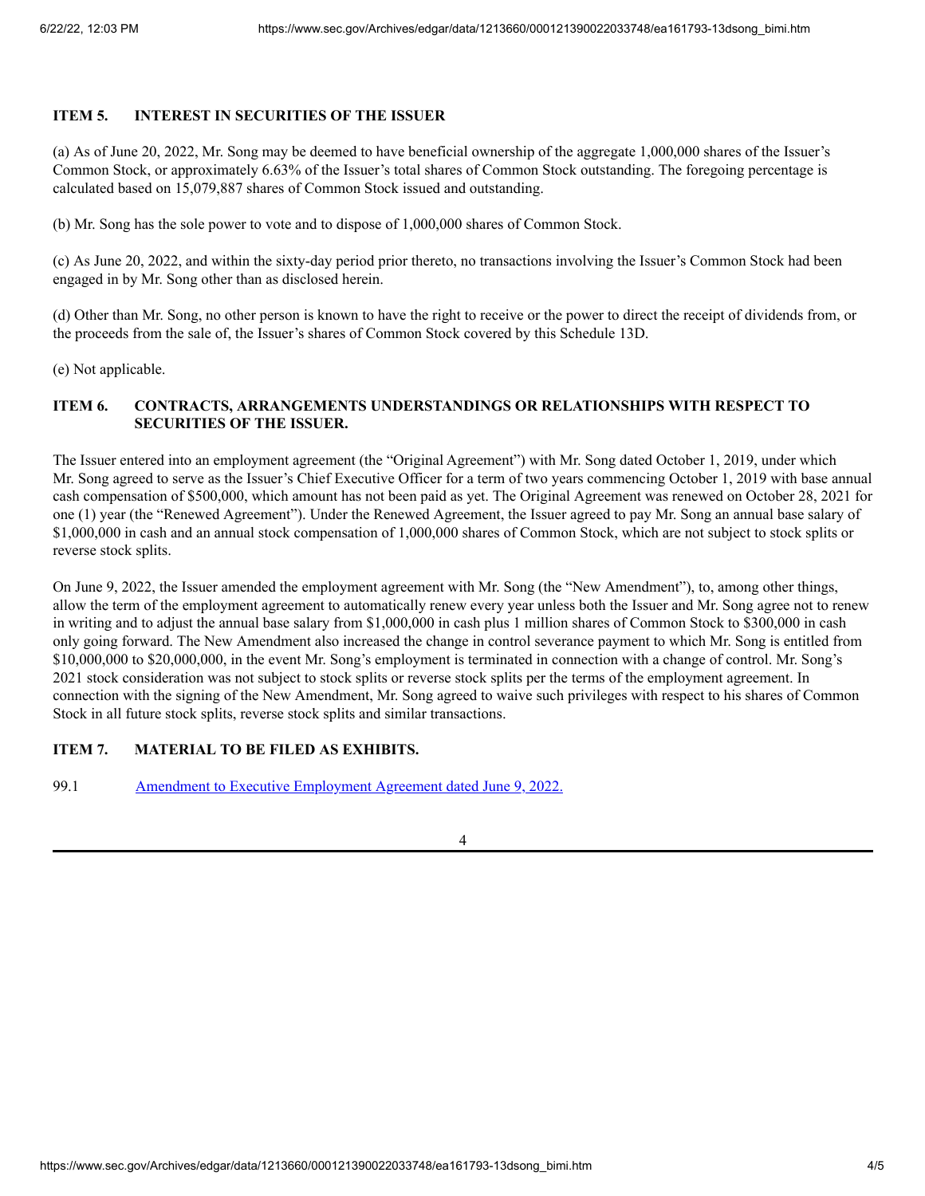## ITEM 5. INTEREST IN SECURITIES OF THE ISSUER

(a) As of June 20, 2022, Mr. Song may be deemed to have beneficial ownership of the aggregate 1,000,000 shares of the Issuer's Common Stock, or approximately 6.63% of the Issuer's total shares of Common Stock outstanding. The foregoing percentage is calculated based on 15,079,887 shares of Common Stock issued and outstanding.

(b) Mr. Song has the sole power to vote and to dispose of 1,000,000 shares of Common Stock.

(c) As June 20, 2022, and within the sixty-day period prior thereto, no transactions involving the Issuer's Common Stock had been engaged in by Mr. Song other than as disclosed herein.

(d) Other than Mr. Song, no other person is known to have the right to receive or the power to direct the receipt of dividends from, or the proceeds from the sale of, the Issuer's shares of Common Stock covered by this Schedule 13D.

(e) Not applicable.

## ITEM 6. CONTRACTS, ARRANGEMENTS UNDERSTANDINGS OR RELATIONSHIPS WITH RESPECT TO SECURITIES OF THE ISSUER.

The Issuer entered into an employment agreement (the "Original Agreement") with Mr. Song dated October 1, 2019, under which Mr. Song agreed to serve as the Issuer's Chief Executive Officer for a term of two years commencing October 1, 2019 with base annual cash compensation of $500,000, which amount has not been paid as yet. The Original Agreement was renewed on October 28, 2021 for one (1) year (the "Renewed Agreement"). Under the Renewed Agreement, the Issuer agreed to pay Mr. Song an annual base salary of $1,000,000 in cash and an annual stock compensation of 1,000,000 shares of Common Stock, which are not subject to stock splits or reverse stock splits.

On June 9, 2022, the Issuer amended the employment agreement with Mr. Song (the "New Amendment"), to, among other things, allow the term of the employment agreement to automatically renew every year unless both the Issuer and Mr. Song agree not to renew in writing and to adjust the annual base salary from $1,000,000 in cash plus 1 million shares of Common Stock to $300,000 in cash only going forward. The New Amendment also increased the change in control severance payment to which Mr. Song is entitled from $10,000,000 to $20,000,000, in the event Mr. Song's employment is terminated in connection with a change of control. Mr. Song's 2021 stock consideration was not subject to stock splits or reverse stock splits per the terms of the employment agreement. In connection with the signing of the New Amendment, Mr. Song agreed to waive such privileges with respect to his shares of Common Stock in all future stock splits, reverse stock splits and similar transactions.

## ITEM 7. MATERIAL TO BE FILED AS EXHIBITS.

99.1 Amendment to Executive Employment Agreement dated June 9, 2022.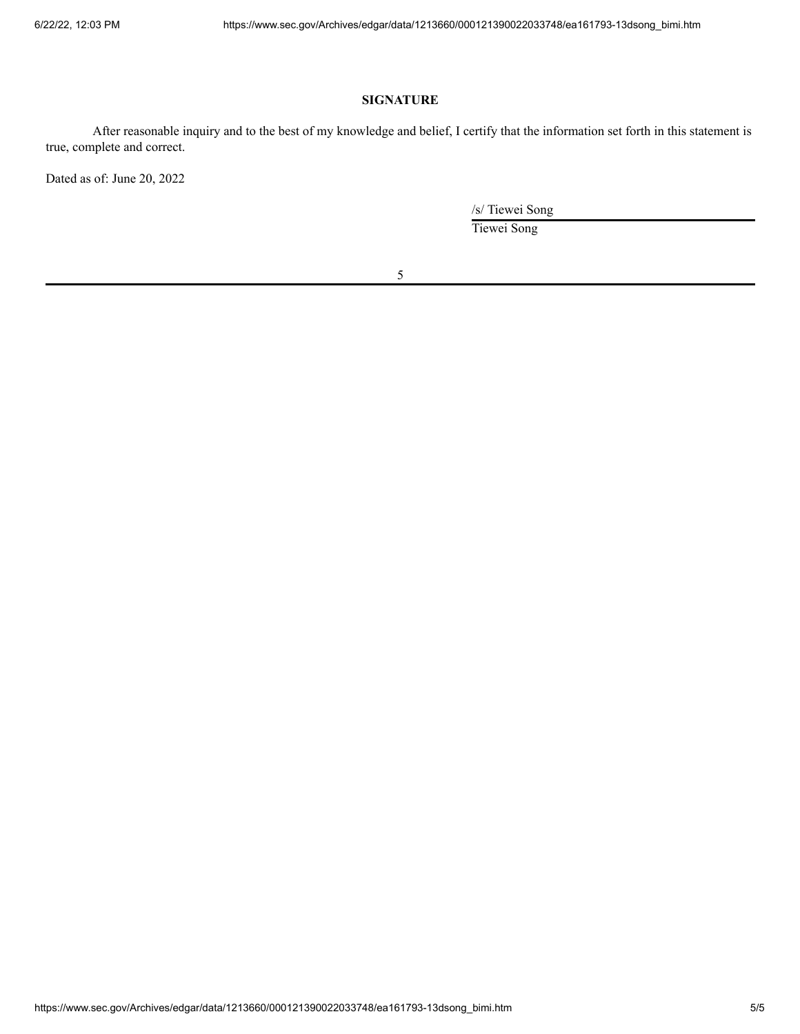**SIGNATURE**

After reasonable inquiry and to the best of my knowledge and belief, I certify that the information set forth in this statement is true, complete and correct.

Dated as of: June 20, 2022

/s/ Tiewei Song

Tiewei Song